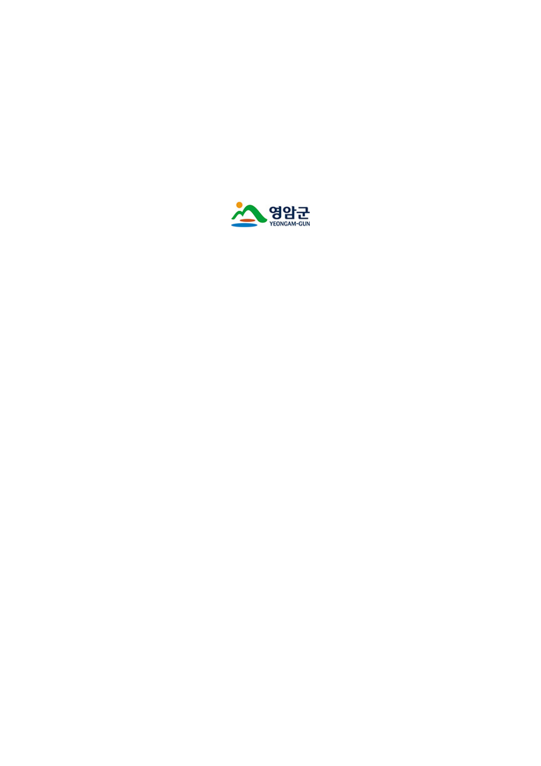영암군

YEONGAM-GUN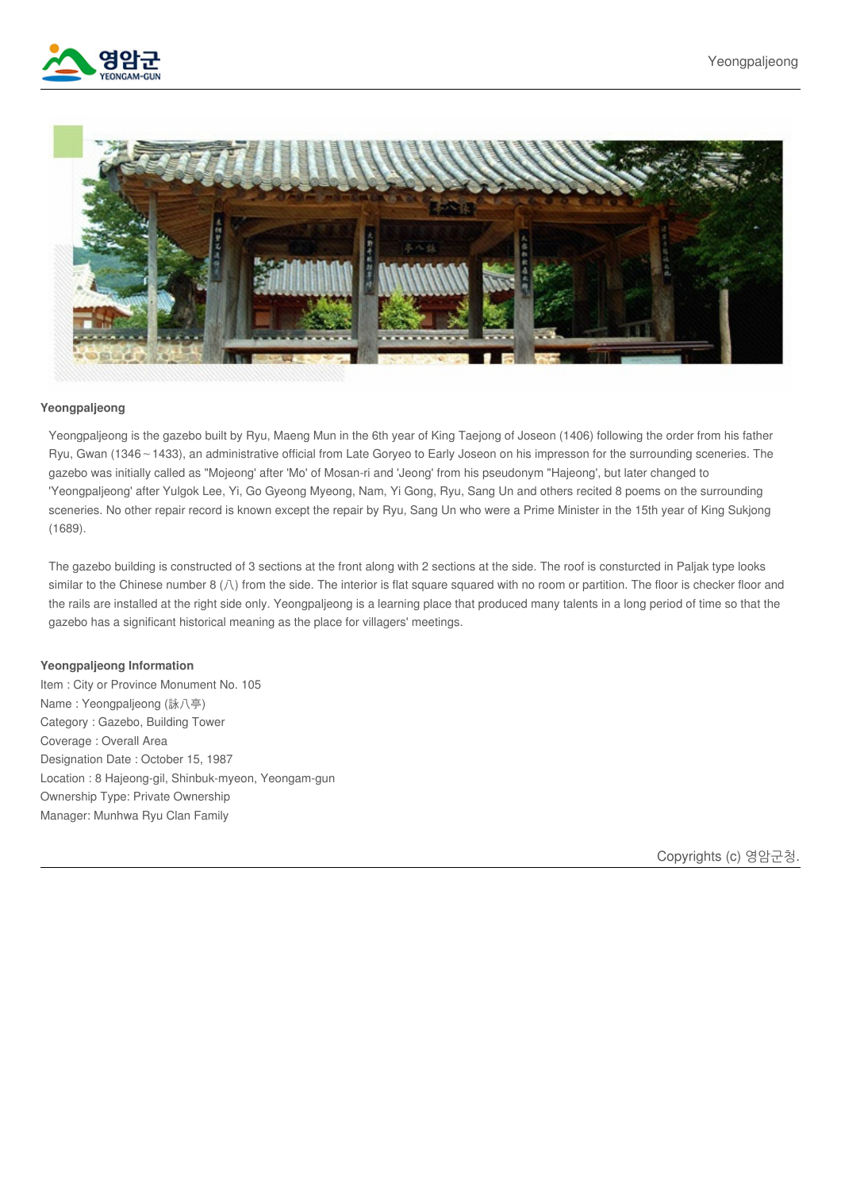## Yeongpaljeong

Yeongpaljeong is the gazebo built by Ryu, Maeng Mun in the 6th year of King Taejong of Joseon (1406) following the order from his father Ryu, Gwan (1346～1433), an administrative official from Late Goryeo to Early Joseon on his impresson for the surrounding sceneries. The gazebo was initially called as "Mojeong' after 'Mo' of Mosan-ri and 'Jeong' from his pseudonym "Hajeong', but later changed to 'Yeongpaljeong' after Yulgok Lee, Yi, Go Gyeong Myeong, Nam, Yi Gong, Ryu, Sang Un and others recited 8 poems on the surrounding sceneries. No other repair record is known except the repair by Ryu, Sang Un who were a Prime Minister in the 15th year of King Sukjong (1689).

The gazebo building is constructed of 3 sections at the front along with 2 sections at the side. The roof is consturcted in Paljak type looks similar to the Chinese number 8 (八) from the side. The interior is flat square squared with no room or partition. The floor is checker floor and the rails are installed at the right side only. Yeongpaljeong is a learning place that produced many talents in a long period of time so that the gazebo has a significant historical meaning as the place for villagers' meetings.

**Yeongpaljeong Information**

Item : City or Province Monument No. 105
Name : Yeongpaljeong (詠八亭)
Category : Gazebo, Building Tower
Coverage : Overall Area
Designation Date : October 15, 1987
Location : 8 Hajeong-gil, Shinbuk-myeon, Yeongam-gun
Ownership Type: Private Ownership
Manager: Munhwa Ryu Clan Family

Copyrights (c) 영암군청.